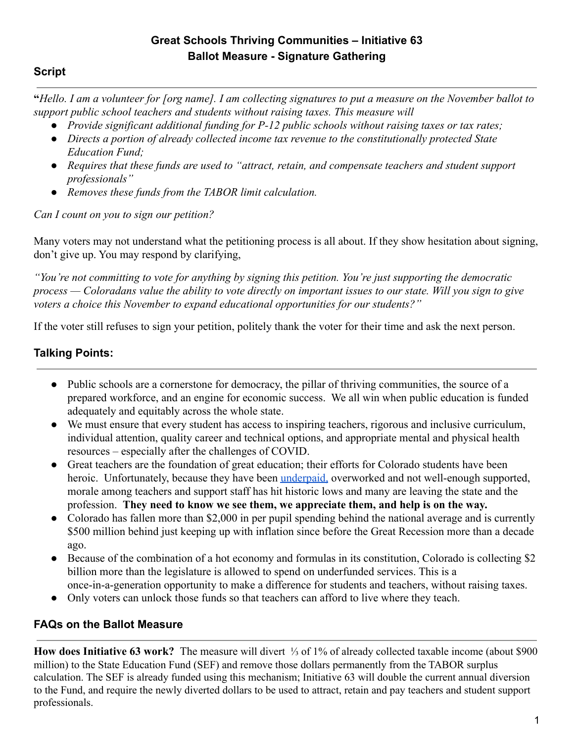# Great Schools Thriving Communities – Initiative 63
## Ballot Measure - Signature Gathering

### Script

**"***Hello. I am a volunteer for [org name]. I am collecting signatures to put a measure on the November ballot to support public school teachers and students without raising taxes. This measure will*

- *Provide significant additional funding for P-12 public schools without raising taxes or tax rates;*
- *Directs a portion of already collected income tax revenue to the constitutionally protected State Education Fund;*
- *Requires that these funds are used to "attract, retain, and compensate teachers and student support professionals"*
- *Removes these funds from the TABOR limit calculation.*

*Can I count on you to sign our petition?*

Many voters may not understand what the petitioning process is all about. If they show hesitation about signing, don't give up. You may respond by clarifying,

*"You're not committing to vote for anything by signing this petition. You're just supporting the democratic process — Coloradans value the ability to vote directly on important issues to our state. Will you sign to give voters a choice this November to expand educational opportunities for our students?"*

If the voter still refuses to sign your petition, politely thank the voter for their time and ask the next person.

### Talking Points:

- Public schools are a cornerstone for democracy, the pillar of thriving communities, the source of a prepared workforce, and an engine for economic success. We all win when public education is funded adequately and equitably across the whole state.
- We must ensure that every student has access to inspiring teachers, rigorous and inclusive curriculum, individual attention, quality career and technical options, and appropriate mental and physical health resources – especially after the challenges of COVID.
- Great teachers are the foundation of great education; their efforts for Colorado students have been heroic. Unfortunately, because they have been underpaid, overworked and not well-enough supported, morale among teachers and support staff has hit historic lows and many are leaving the state and the profession. **They need to know we see them, we appreciate them, and help is on the way.**
- Colorado has fallen more than $2,000 in per pupil spending behind the national average and is currently $500 million behind just keeping up with inflation since before the Great Recession more than a decade ago.
- Because of the combination of a hot economy and formulas in its constitution, Colorado is collecting $2 billion more than the legislature is allowed to spend on underfunded services. This is a once-in-a-generation opportunity to make a difference for students and teachers, without raising taxes.
- Only voters can unlock those funds so that teachers can afford to live where they teach.

### FAQs on the Ballot Measure

**How does Initiative 63 work?** The measure will divert ⅓ of 1% of already collected taxable income (about $900 million) to the State Education Fund (SEF) and remove those dollars permanently from the TABOR surplus calculation. The SEF is already funded using this mechanism; Initiative 63 will double the current annual diversion to the Fund, and require the newly diverted dollars to be used to attract, retain and pay teachers and student support professionals.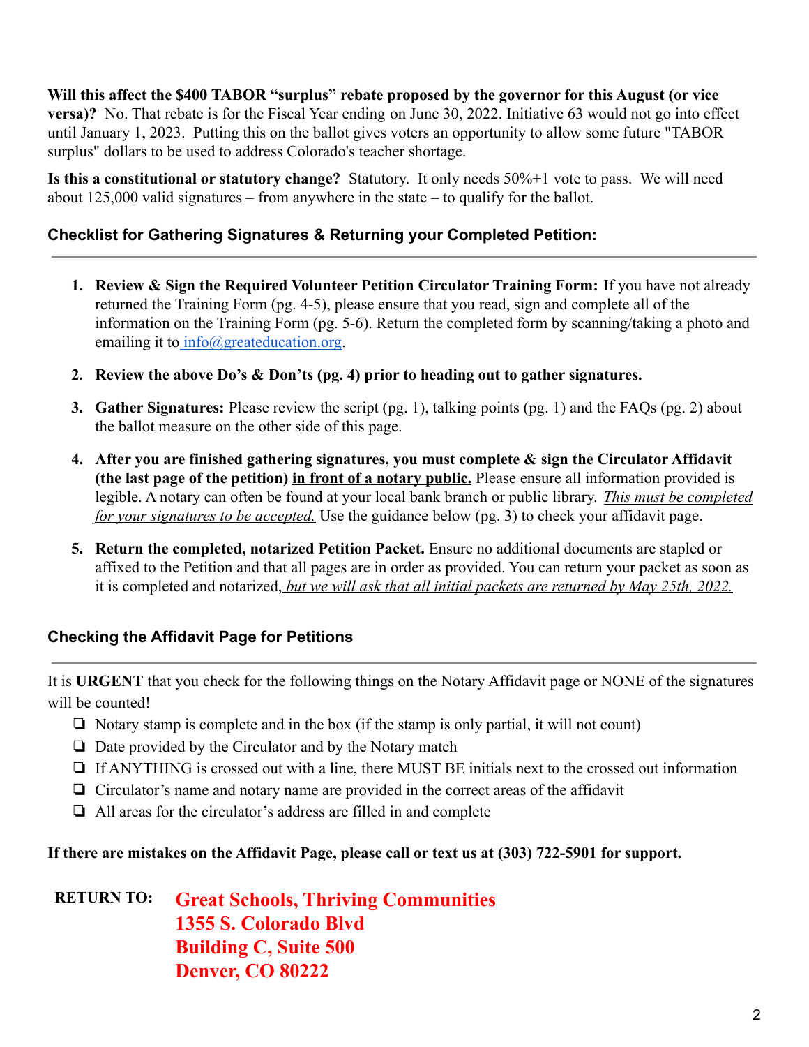**Will this affect the $400 TABOR "surplus" rebate proposed by the governor for this August (or vice versa)?** No. That rebate is for the Fiscal Year ending on June 30, 2022. Initiative 63 would not go into effect until January 1, 2023. Putting this on the ballot gives voters an opportunity to allow some future "TABOR surplus" dollars to be used to address Colorado's teacher shortage.

**Is this a constitutional or statutory change?** Statutory. It only needs 50%+1 vote to pass. We will need about 125,000 valid signatures – from anywhere in the state – to qualify for the ballot.

### Checklist for Gathering Signatures & Returning your Completed Petition:

---

1. **Review & Sign the Required Volunteer Petition Circulator Training Form:** If you have not already returned the Training Form (pg. 4-5), please ensure that you read, sign and complete all of the information on the Training Form (pg. 5-6). Return the completed form by scanning/taking a photo and emailing it to [info@greateducation.org](mailto:info@greateducation.org).
2. **Review the above Do's & Don'ts (pg. 4) prior to heading out to gather signatures.**
3. **Gather Signatures:** Please review the script (pg. 1), talking points (pg. 1) and the FAQs (pg. 2) about the ballot measure on the other side of this page.
4. **After you are finished gathering signatures, you must complete & sign the Circulator Affidavit (the last page of the petition) <u>in front of a notary public.</u>** Please ensure all information provided is legible. A notary can often be found at your local bank branch or public library. <u>*This must be completed for your signatures to be accepted.*</u> Use the guidance below (pg. 3) to check your affidavit page.
5. **Return the completed, notarized Petition Packet.** Ensure no additional documents are stapled or affixed to the Petition and that all pages are in order as provided. You can return your packet as soon as it is completed and notarized, <u>*but we will ask that all initial packets are returned by May 25th, 2022.*</u>

### Checking the Affidavit Page for Petitions

---

It is **URGENT** that you check for the following things on the Notary Affidavit page or NONE of the signatures will be counted!

- ❏ Notary stamp is complete and in the box (if the stamp is only partial, it will not count)
- ❏ Date provided by the Circulator and by the Notary match
- ❏ If ANYTHING is crossed out with a line, there MUST BE initials next to the crossed out information
- ❏ Circulator's name and notary name are provided in the correct areas of the affidavit
- ❏ All areas for the circulator's address are filled in and complete

**If there are mistakes on the Affidavit Page, please call or text us at (303) 722-5901 for support.**

**RETURN TO:** **Great Schools, Thriving Communities**
**1355 S. Colorado Blvd**
**Building C, Suite 500**
**Denver, CO 80222**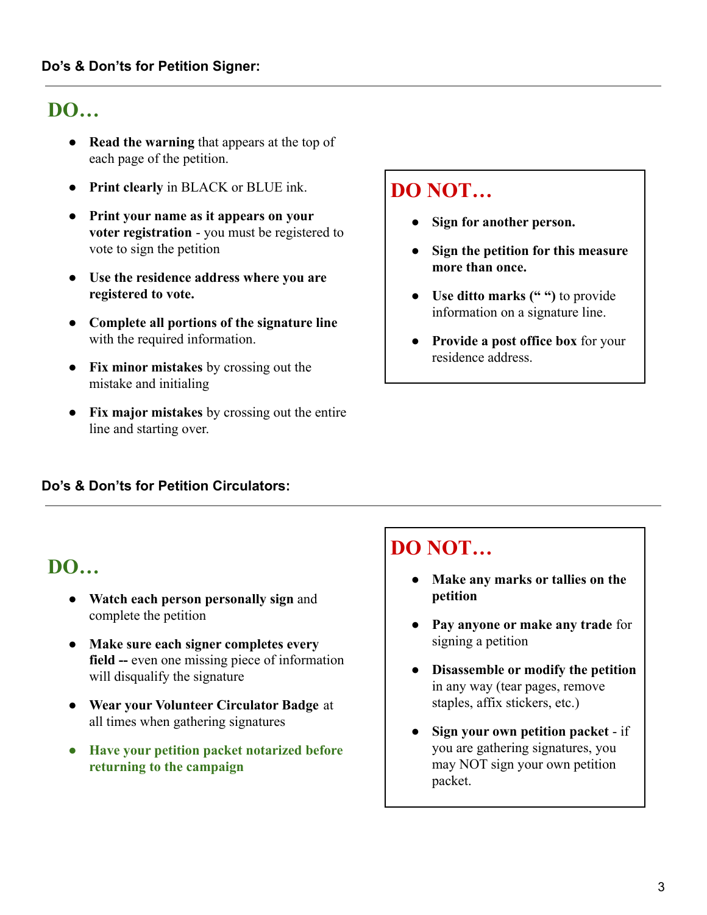### Do's & Don'ts for Petition Signer:

## DO…

- **Read the warning** that appears at the top of each page of the petition.
- **Print clearly** in BLACK or BLUE ink.
- **Print your name as it appears on your voter registration** - you must be registered to vote to sign the petition
- **Use the residence address where you are registered to vote.**
- **Complete all portions of the signature line** with the required information.
- **Fix minor mistakes** by crossing out the mistake and initialing
- **Fix major mistakes** by crossing out the entire line and starting over.

## DO NOT…

- **Sign for another person.**
- **Sign the petition for this measure more than once.**
- **Use ditto marks (" ")** to provide information on a signature line.
- **Provide a post office box** for your residence address.

### Do's & Don'ts for Petition Circulators:

## DO…

- **Watch each person personally sign** and complete the petition
- **Make sure each signer completes every field --** even one missing piece of information will disqualify the signature
- **Wear your Volunteer Circulator Badge** at all times when gathering signatures
- **Have your petition packet notarized before returning to the campaign**

## DO NOT…

- **Make any marks or tallies on the petition**
- **Pay anyone or make any trade** for signing a petition
- **Disassemble or modify the petition** in any way (tear pages, remove staples, affix stickers, etc.)
- **Sign your own petition packet** - if you are gathering signatures, you may NOT sign your own petition packet.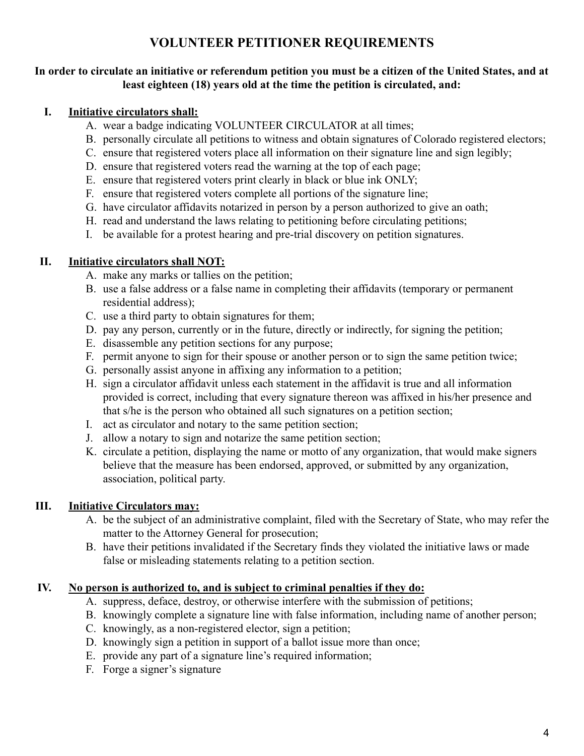# VOLUNTEER PETITIONER REQUIREMENTS

**In order to circulate an initiative or referendum petition you must be a citizen of the United States, and at least eighteen (18) years old at the time the petition is circulated, and:**

## I. Initiative circulators shall:

A. wear a badge indicating VOLUNTEER CIRCULATOR at all times;
B. personally circulate all petitions to witness and obtain signatures of Colorado registered electors;
C. ensure that registered voters place all information on their signature line and sign legibly;
D. ensure that registered voters read the warning at the top of each page;
E. ensure that registered voters print clearly in black or blue ink ONLY;
F. ensure that registered voters complete all portions of the signature line;
G. have circulator affidavits notarized in person by a person authorized to give an oath;
H. read and understand the laws relating to petitioning before circulating petitions;
I. be available for a protest hearing and pre-trial discovery on petition signatures.

## II. Initiative circulators shall NOT:

A. make any marks or tallies on the petition;
B. use a false address or a false name in completing their affidavits (temporary or permanent residential address);
C. use a third party to obtain signatures for them;
D. pay any person, currently or in the future, directly or indirectly, for signing the petition;
E. disassemble any petition sections for any purpose;
F. permit anyone to sign for their spouse or another person or to sign the same petition twice;
G. personally assist anyone in affixing any information to a petition;
H. sign a circulator affidavit unless each statement in the affidavit is true and all information provided is correct, including that every signature thereon was affixed in his/her presence and that s/he is the person who obtained all such signatures on a petition section;
I. act as circulator and notary to the same petition section;
J. allow a notary to sign and notarize the same petition section;
K. circulate a petition, displaying the name or motto of any organization, that would make signers believe that the measure has been endorsed, approved, or submitted by any organization, association, political party.

## III. Initiative Circulators may:

A. be the subject of an administrative complaint, filed with the Secretary of State, who may refer the matter to the Attorney General for prosecution;
B. have their petitions invalidated if the Secretary finds they violated the initiative laws or made false or misleading statements relating to a petition section.

## IV. No person is authorized to, and is subject to criminal penalties if they do:

A. suppress, deface, destroy, or otherwise interfere with the submission of petitions;
B. knowingly complete a signature line with false information, including name of another person;
C. knowingly, as a non-registered elector, sign a petition;
D. knowingly sign a petition in support of a ballot issue more than once;
E. provide any part of a signature line's required information;
F. Forge a signer's signature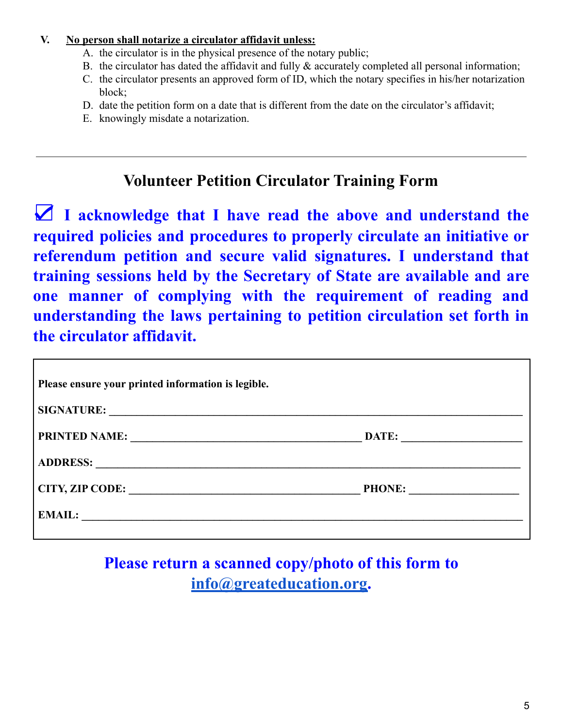**V.** **<u>No person shall notarize a circulator affidavit unless:</u>**

A. the circulator is in the physical presence of the notary public;
B. the circulator has dated the affidavit and fully & accurately completed all personal information;
C. the circulator presents an approved form of ID, which the notary specifies in his/her notarization block;
D. date the petition form on a date that is different from the date on the circulator's affidavit;
E. knowingly misdate a notarization.

---

## Volunteer Petition Circulator Training Form

**☑ I acknowledge that I have read the above and understand the required policies and procedures to properly circulate an initiative or referendum petition and secure valid signatures. I understand that training sessions held by the Secretary of State are available and are one manner of complying with the requirement of reading and understanding the laws pertaining to petition circulation set forth in the circulator affidavit.**

**Please ensure your printed information is legible.**

**SIGNATURE:** ______________________________

**PRINTED NAME:** ______________________________ **DATE:** ______________

**ADDRESS:** ______________________________

**CITY, ZIP CODE:** ______________________________ **PHONE:** ______________

**EMAIL:** ______________________________

**Please return a scanned copy/photo of this form to info@greateducation.org.**